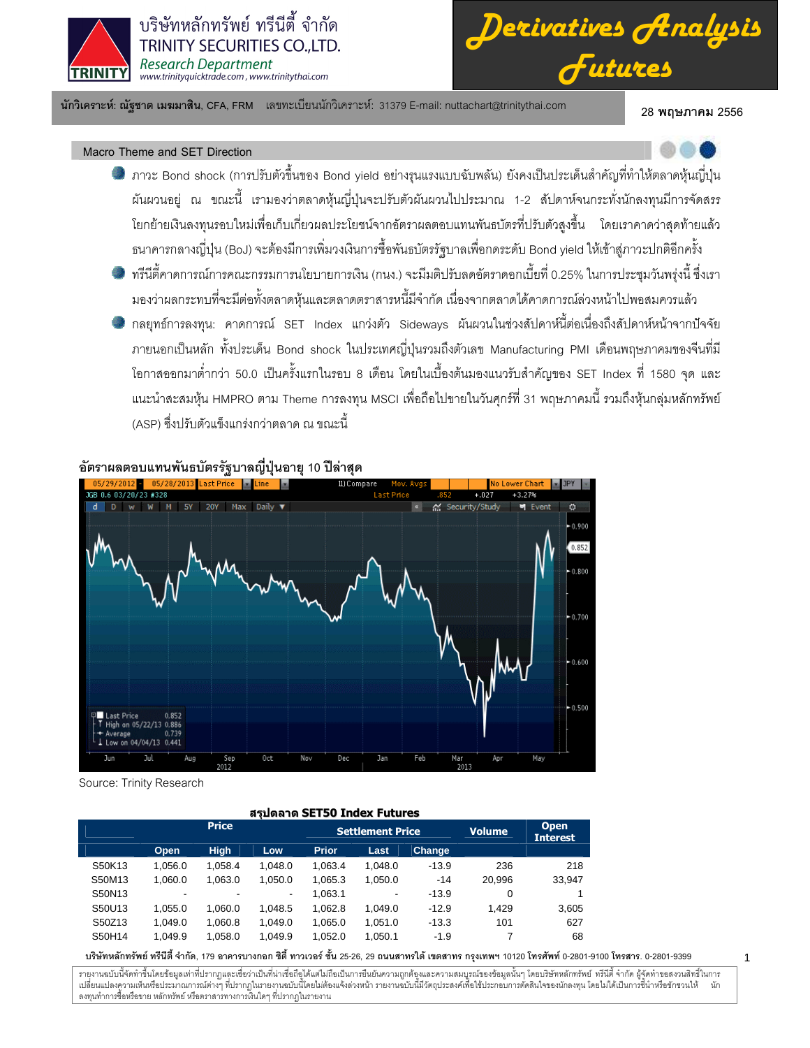บริษัทหลักทรัพย์ ทรีนีตี้ จำกัด
TRINITY SECURITIES CO.,LTD.
*Research Department*
www.trinityquicktrade.com , www.trinitythai.com

# Derivatives Analysis Futures

**นักวิเคราะห์: ณัฐชาต เมฆมาสิน**, CFA, FRM เลขทะเบียนนักวิเคราะห์: 31379 E-mail: nuttachart@trinitythai.com

28 พฤษภาคม 2556

## Macro Theme and SET Direction

- ภาวะ Bond shock (การปรับตัวขึ้นของ Bond yield อย่างรุนแรงแบบฉับพลัน) ยังคงเป็นประเด็นสำคัญที่ทำให้ตลาดหุ้นญี่ปุ่นผันผวนอยู่ ณ ขณะนี้ เรามองว่าตลาดหุ้นญี่ปุ่นจะปรับตัวผันผวนไปประมาณ 1-2 สัปดาห์จนกระทั่งนักลงทุนมีการจัดสรรโยกย้ายเงินลงทุนรอบใหม่เพื่อเก็บเกี่ยวผลประโยชน์จากอัตราผลตอบแทนพันธบัตรที่ปรับตัวสูงขึ้น โดยเราคาดว่าสุดท้ายแล้วธนาคารกลางญี่ปุ่น (BoJ) จะต้องมีการเพิ่มวงเงินการซื้อพันธบัตรรัฐบาลเพื่อกดระดับ Bond yield ให้เข้าสู่ภาวะปกติอีกครั้ง
- ทรีนีตี้คาดการณ์การคณะกรรมการนโยบายการเงิน (กนง.) จะมีมติปรับลดอัตราดอกเบี้ยที่ 0.25% ในการประชุมวันพรุ่งนี้ ซึ่งเรามองว่าผลกระทบที่จะมีต่อทั้งตลาดหุ้นและตลาดตราสารหนี้มีจำกัด เนื่องจากตลาดได้คาดการณ์ล่วงหน้าไปพอสมควรแล้ว
- กลยุทธ์การลงทุน: คาดการณ์ SET Index แกว่งตัว Sideways ผันผวนในช่วงสัปดาห์นี้ต่อเนื่องถึงสัปดาห์หน้าจากปัจจัยภายนอกเป็นหลัก ทั้งประเด็น Bond shock ในประเทศญี่ปุ่นรวมถึงตัวเลข Manufacturing PMI เดือนพฤษภาคมของจีนที่มีโอกาสออกมาต่ำกว่า 50.0 เป็นครั้งแรกในรอบ 8 เดือน โดยในเบื้องต้นมองแนวรับสำคัญของ SET Index ที่ 1580 จุด และแนะนำสะสมหุ้น HMPRO ตาม Theme การลงทุน MSCI เพื่อถือไปขายในวันศุกร์ที่ 31 พฤษภาคมนี้ รวมถึงหุ้นกลุ่มหลักทรัพย์ (ASP) ซึ่งปรับตัวแข็งแกร่งกว่าตลาด ณ ขณะนี้

**อัตราผลตอบแทนพันธบัตรรัฐบาลญี่ปุ่นอายุ 10 ปีล่าสุด**

Source: Trinity Research

**สรุปตลาด SET50 Index Futures**

| | Price | | | Settlement Price | | | Volume | Open Interest |
|---|---|---|---|---|---|---|---|---|
| | Open | High | Low | Prior | Last | Change | | |
| S50K13 | 1,056.0 | 1,058.4 | 1,048.0 | 1,063.4 | 1,048.0 | -13.9 | 236 | 218 |
| S50M13 | 1,060.0 | 1,063.0 | 1,050.0 | 1,065.3 | 1,050.0 | -14 | 20,996 | 33,947 |
| S50N13 | - | - | - | 1,063.1 | - | -13.9 | 0 | 1 |
| S50U13 | 1,055.0 | 1,060.0 | 1,048.5 | 1,062.8 | 1,049.0 | -12.9 | 1,429 | 3,605 |
| S50Z13 | 1,049.0 | 1,060.8 | 1,049.0 | 1,065.0 | 1,051.0 | -13.3 | 101 | 627 |
| S50H14 | 1,049.9 | 1,058.0 | 1,049.9 | 1,052.0 | 1,050.1 | -1.9 | 7 | 68 |

**บริษัทหลักทรัพย์ ทรีนีตี้ จำกัด**, 179 **อาคารบางกอก ซิตี้ ทาวเวอร์ ชั้น** 25-26, 29 **ถนนสาทรใต้ เขตสาทร กรุงเทพฯ** 10120 **โทรศัพท์** 0-2801-9100 **โทรสาร.** 0-2801-9399

รายงานฉบับนี้จัดทำขึ้นโดยข้อมูลเท่าที่ปรากฏและเชื่อว่าเป็นที่น่าเชื่อถือได้แต่ไม่ถือเป็นการยืนยันความถูกต้องและความสมบูรณ์ของข้อมูลนั้นๆ โดยบริษัทหลักทรัพย์ ทรีนีตี้ จำกัด ผู้จัดทำขอสงวนสิทธิ์ในการเปลี่ยนแปลงความเห็นหรือประมาณการณ์ต่างๆ ที่ปรากฏในรายงานฉบับนี้โดยไม่ต้องแจ้งล่วงหน้า รายงานฉบับนี้มีวัตถุประสงค์เพื่อใช้ประกอบการตัดสินใจของนักลงทุน โดยไม่ได้เป็นการชี้นำหรือชักชวนให้ นักลงทุนทำการซื้อหรือขาย หลักทรัพย์ หรือตราสารทางการเงินใดๆ ที่ปรากฏในรายงาน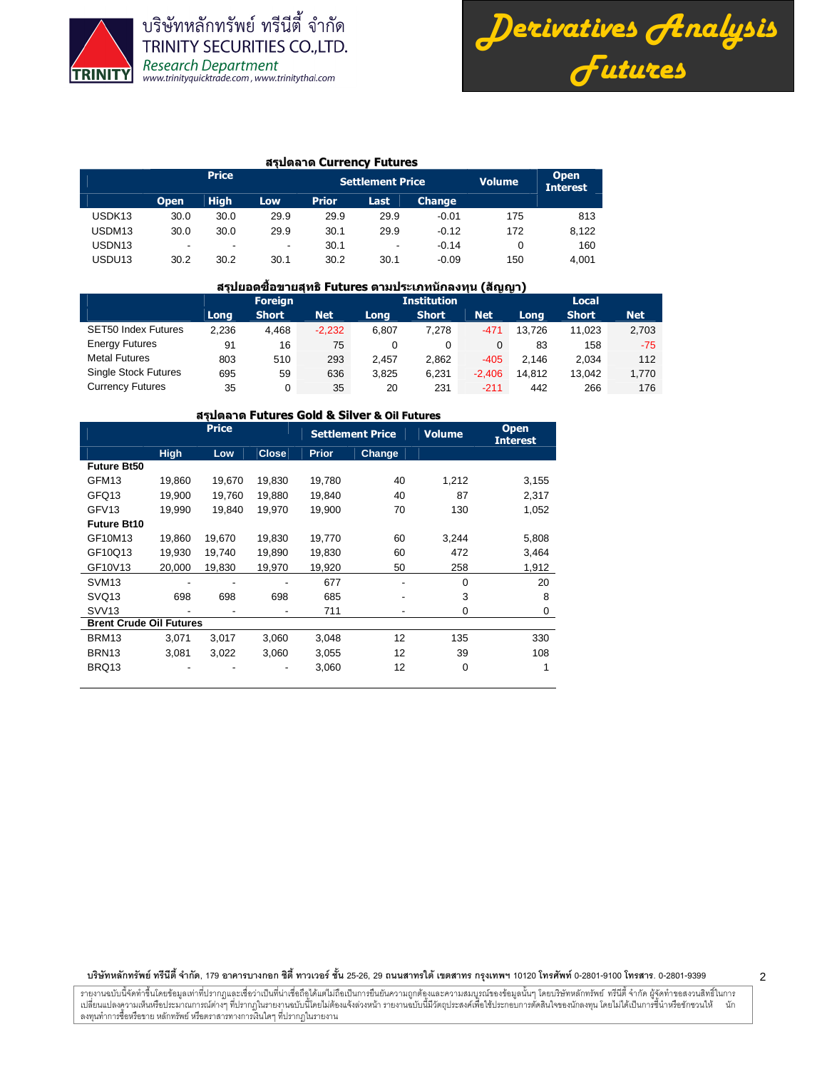## สรุปตลาด Currency Futures

| | Price | | | Settlement Price | | | Volume | Open Interest |
|---|---|---|---|---|---|---|---|---|
| | Open | High | Low | Prior | Last | Change | | |
| USDK13 | 30.0 | 30.0 | 29.9 | 29.9 | 29.9 | -0.01 | 175 | 813 |
| USDM13 | 30.0 | 30.0 | 29.9 | 30.1 | 29.9 | -0.12 | 172 | 8,122 |
| USDN13 | - | - | - | 30.1 | - | -0.14 | 0 | 160 |
| USDU13 | 30.2 | 30.2 | 30.1 | 30.2 | 30.1 | -0.09 | 150 | 4,001 |

## สรุปยอดซื้อขายสุทธิ Futures ตามประเภทนักลงทุน (สัญญา)

| | Foreign | | | Institution | | | Local | | |
|---|---|---|---|---|---|---|---|---|---|
| | Long | Short | Net | Long | Short | Net | Long | Short | Net |
| SET50 Index Futures | 2,236 | 4,468 | -2,232 | 6,807 | 7,278 | -471 | 13,726 | 11,023 | 2,703 |
| Energy Futures | 91 | 16 | 75 | 0 | 0 | 0 | 83 | 158 | -75 |
| Metal Futures | 803 | 510 | 293 | 2,457 | 2,862 | -405 | 2,146 | 2,034 | 112 |
| Single Stock Futures | 695 | 59 | 636 | 3,825 | 6,231 | -2,406 | 14,812 | 13,042 | 1,770 |
| Currency Futures | 35 | 0 | 35 | 20 | 231 | -211 | 442 | 266 | 176 |

## สรุปตลาด Futures Gold & Silver & Oil Futures

| | Price | | | Settlement Price | | Volume | Open Interest |
|---|---|---|---|---|---|---|---|
| | High | Low | Close | Prior | Change | | |
| **Future Bt50** | | | | | | | |
| GFM13 | 19,860 | 19,670 | 19,830 | 19,780 | 40 | 1,212 | 3,155 |
| GFQ13 | 19,900 | 19,760 | 19,880 | 19,840 | 40 | 87 | 2,317 |
| GFV13 | 19,990 | 19,840 | 19,970 | 19,900 | 70 | 130 | 1,052 |
| **Future Bt10** | | | | | | | |
| GF10M13 | 19,860 | 19,670 | 19,830 | 19,770 | 60 | 3,244 | 5,808 |
| GF10Q13 | 19,930 | 19,740 | 19,890 | 19,830 | 60 | 472 | 3,464 |
| GF10V13 | 20,000 | 19,830 | 19,970 | 19,920 | 50 | 258 | 1,912 |
| SVM13 | - | - | - | 677 | - | 0 | 20 |
| SVQ13 | 698 | 698 | 698 | 685 | - | 3 | 8 |
| SVV13 | - | - | - | 711 | - | 0 | 0 |
| **Brent Crude Oil Futures** | | | | | | | |
| BRM13 | 3,071 | 3,017 | 3,060 | 3,048 | 12 | 135 | 330 |
| BRN13 | 3,081 | 3,022 | 3,060 | 3,055 | 12 | 39 | 108 |
| BRQ13 | - | - | - | 3,060 | 12 | 0 | 1 |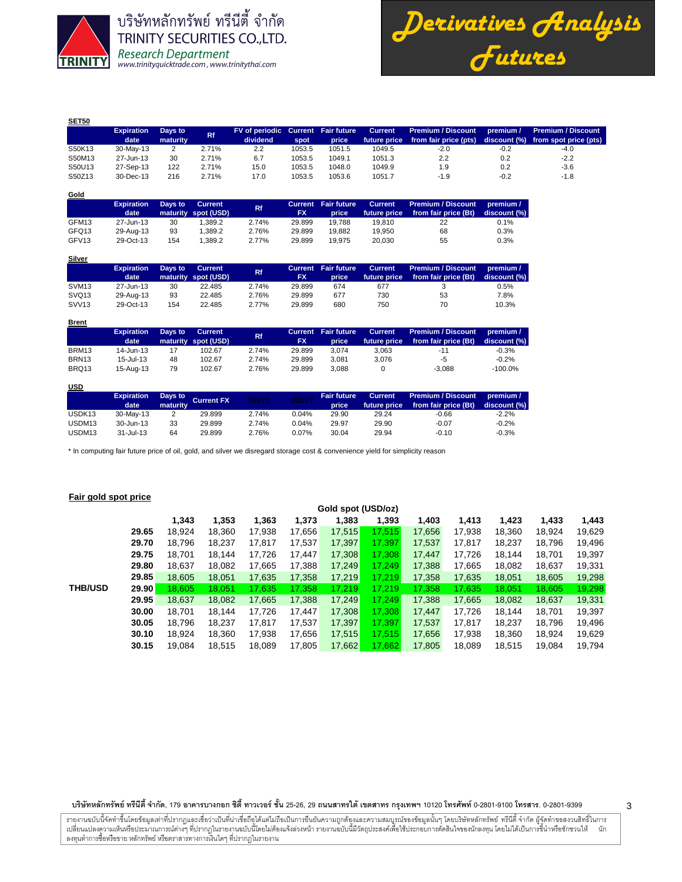# Derivatives Analysis Futures

**SET50**

| | Expiration date | Days to maturity | Rf | FV of periodic dividend | Current spot | Fair future price | Current future price | Premium / Discount from fair price (pts) | premium / discount (%) | Premium / Discount from spot price (pts) |
|---|---|---|---|---|---|---|---|---|---|---|
| S50K13 | 30-May-13 | 2 | 2.71% | 2.2 | 1053.5 | 1051.5 | 1049.5 | -2.0 | -0.2 | -4.0 |
| S50M13 | 27-Jun-13 | 30 | 2.71% | 6.7 | 1053.5 | 1049.1 | 1051.3 | 2.2 | 0.2 | -2.2 |
| S50U13 | 27-Sep-13 | 122 | 2.71% | 15.0 | 1053.5 | 1048.0 | 1049.9 | 1.9 | 0.2 | -3.6 |
| S50Z13 | 30-Dec-13 | 216 | 2.71% | 17.0 | 1053.5 | 1053.6 | 1051.7 | -1.9 | -0.2 | -1.8 |

**Gold**

| | Expiration date | Days to maturity | Current spot (USD) | Rf | Current FX | Fair future price | Current future price | Premium / Discount from fair price (Bt) | premium / discount (%) |
|---|---|---|---|---|---|---|---|---|---|
| GFM13 | 27-Jun-13 | 30 | 1,389.2 | 2.74% | 29.899 | 19,788 | 19,810 | 22 | 0.1% |
| GFQ13 | 29-Aug-13 | 93 | 1,389.2 | 2.76% | 29.899 | 19,882 | 19,950 | 68 | 0.3% |
| GFV13 | 29-Oct-13 | 154 | 1,389.2 | 2.77% | 29.899 | 19,975 | 20,030 | 55 | 0.3% |

**Silver**

| | Expiration date | Days to maturity | Current spot (USD) | Rf | Current FX | Fair future price | Current future price | Premium / Discount from fair price (Bt) | premium / discount (%) |
|---|---|---|---|---|---|---|---|---|---|
| SVM13 | 27-Jun-13 | 30 | 22.485 | 2.74% | 29.899 | 674 | 677 | 3 | 0.5% |
| SVQ13 | 29-Aug-13 | 93 | 22.485 | 2.76% | 29.899 | 677 | 730 | 53 | 7.8% |
| SVV13 | 29-Oct-13 | 154 | 22.485 | 2.77% | 29.899 | 680 | 750 | 70 | 10.3% |

**Brent**

| | Expiration date | Days to maturity | Current spot (USD) | Rf | Current FX | Fair future price | Current future price | Premium / Discount from fair price (Bt) | premium / discount (%) |
|---|---|---|---|---|---|---|---|---|---|
| BRM13 | 14-Jun-13 | 17 | 102.67 | 2.74% | 29.899 | 3,074 | 3,063 | -11 | -0.3% |
| BRN13 | 15-Jul-13 | 48 | 102.67 | 2.74% | 29.899 | 3,081 | 3,076 | -5 | -0.2% |
| BRQ13 | 15-Aug-13 | 79 | 102.67 | 2.76% | 29.899 | 3,088 | 0 | -3,088 | -100.0% |

**USD**

| | Expiration date | Days to maturity | Current FX | TH1YY | US1YY | Fair future price | Current future price | Premium / Discount from fair price (Bt) | premium / discount (%) |
|---|---|---|---|---|---|---|---|---|---|
| USDK13 | 30-May-13 | 2 | 29.899 | 2.74% | 0.04% | 29.90 | 29.24 | -0.66 | -2.2% |
| USDM13 | 30-Jun-13 | 33 | 29.899 | 2.74% | 0.04% | 29.97 | 29.90 | -0.07 | -0.2% |
| USDM13 | 31-Jul-13 | 64 | 29.899 | 2.76% | 0.07% | 30.04 | 29.94 | -0.10 | -0.3% |

* In computing fair future price of oil, gold, and silver we disregard storage cost & convenience yield for simplicity reason

**Fair gold spot price**

| | | Gold spot (USD/oz) | | | | | | | | | | |
|---|---|---|---|---|---|---|---|---|---|---|---|---|
| | | **1,343** | **1,353** | **1,363** | **1,373** | **1,383** | **1,393** | **1,403** | **1,413** | **1,423** | **1,433** | **1,443** |
| | **29.65** | 18,924 | 18,360 | 17,938 | 17,656 | 17,515 | 17,515 | 17,656 | 17,938 | 18,360 | 18,924 | 19,629 |
| | **29.70** | 18,796 | 18,237 | 17,817 | 17,537 | 17,397 | 17,397 | 17,537 | 17,817 | 18,237 | 18,796 | 19,496 |
| | **29.75** | 18,701 | 18,144 | 17,726 | 17,447 | 17,308 | 17,308 | 17,447 | 17,726 | 18,144 | 18,701 | 19,397 |
| | **29.80** | 18,637 | 18,082 | 17,665 | 17,388 | 17,249 | 17,249 | 17,388 | 17,665 | 18,082 | 18,637 | 19,331 |
| | **29.85** | 18,605 | 18,051 | 17,635 | 17,358 | 17,219 | 17,219 | 17,358 | 17,635 | 18,051 | 18,605 | 19,298 |
| **THB/USD** | **29.90** | 18,605 | 18,051 | 17,635 | 17,358 | 17,219 | 17,219 | 17,358 | 17,635 | 18,051 | 18,605 | 19,298 |
| | **29.95** | 18,637 | 18,082 | 17,665 | 17,388 | 17,249 | 17,249 | 17,388 | 17,665 | 18,082 | 18,637 | 19,331 |
| | **30.00** | 18,701 | 18,144 | 17,726 | 17,447 | 17,308 | 17,308 | 17,447 | 17,726 | 18,144 | 18,701 | 19,397 |
| | **30.05** | 18,796 | 18,237 | 17,817 | 17,537 | 17,397 | 17,397 | 17,537 | 17,817 | 18,237 | 18,796 | 19,496 |
| | **30.10** | 18,924 | 18,360 | 17,938 | 17,656 | 17,515 | 17,515 | 17,656 | 17,938 | 18,360 | 18,924 | 19,629 |
| | **30.15** | 19,084 | 18,515 | 18,089 | 17,805 | 17,662 | 17,662 | 17,805 | 18,089 | 18,515 | 19,084 | 19,794 |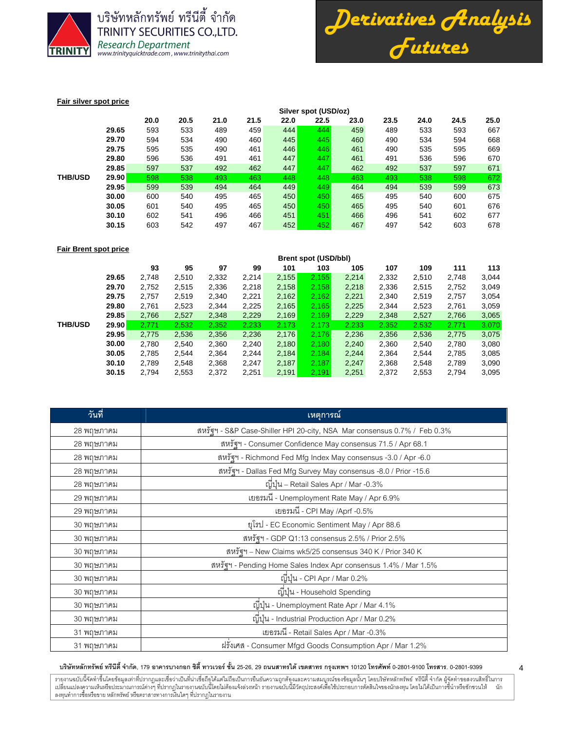**Fair silver spot price**

| | | Silver spot (USD/oz) | | | | | | | | | | |
|---|---|---|---|---|---|---|---|---|---|---|---|---|
| | | 20.0 | 20.5 | 21.0 | 21.5 | 22.0 | 22.5 | 23.0 | 23.5 | 24.0 | 24.5 | 25.0 |
| | 29.65 | 593 | 533 | 489 | 459 | 444 | 444 | 459 | 489 | 533 | 593 | 667 |
| | 29.70 | 594 | 534 | 490 | 460 | 445 | 445 | 460 | 490 | 534 | 594 | 668 |
| | 29.75 | 595 | 535 | 490 | 461 | 446 | 446 | 461 | 490 | 535 | 595 | 669 |
| | 29.80 | 596 | 536 | 491 | 461 | 447 | 447 | 461 | 491 | 536 | 596 | 670 |
| | 29.85 | 597 | 537 | 492 | 462 | 447 | 447 | 462 | 492 | 537 | 597 | 671 |
| THB/USD | 29.90 | 598 | 538 | 493 | 463 | 448 | 448 | 463 | 493 | 538 | 598 | 672 |
| | 29.95 | 599 | 539 | 494 | 464 | 449 | 449 | 464 | 494 | 539 | 599 | 673 |
| | 30.00 | 600 | 540 | 495 | 465 | 450 | 450 | 465 | 495 | 540 | 600 | 675 |
| | 30.05 | 601 | 540 | 495 | 465 | 450 | 450 | 465 | 495 | 540 | 601 | 676 |
| | 30.10 | 602 | 541 | 496 | 466 | 451 | 451 | 466 | 496 | 541 | 602 | 677 |
| | 30.15 | 603 | 542 | 497 | 467 | 452 | 452 | 467 | 497 | 542 | 603 | 678 |

**Fair Brent spot price**

| | | Brent spot (USD/bbl) | | | | | | | | | | |
|---|---|---|---|---|---|---|---|---|---|---|---|---|
| | | 93 | 95 | 97 | 99 | 101 | 103 | 105 | 107 | 109 | 111 | 113 |
| | 29.65 | 2,748 | 2,510 | 2,332 | 2,214 | 2,155 | 2,155 | 2,214 | 2,332 | 2,510 | 2,748 | 3,044 |
| | 29.70 | 2,752 | 2,515 | 2,336 | 2,218 | 2,158 | 2,158 | 2,218 | 2,336 | 2,515 | 2,752 | 3,049 |
| | 29.75 | 2,757 | 2,519 | 2,340 | 2,221 | 2,162 | 2,162 | 2,221 | 2,340 | 2,519 | 2,757 | 3,054 |
| | 29.80 | 2,761 | 2,523 | 2,344 | 2,225 | 2,165 | 2,165 | 2,225 | 2,344 | 2,523 | 2,761 | 3,059 |
| | 29.85 | 2,766 | 2,527 | 2,348 | 2,229 | 2,169 | 2,169 | 2,229 | 2,348 | 2,527 | 2,766 | 3,065 |
| THB/USD | 29.90 | 2,771 | 2,532 | 2,352 | 2,233 | 2,173 | 2,173 | 2,233 | 2,352 | 2,532 | 2,771 | 3,070 |
| | 29.95 | 2,775 | 2,536 | 2,356 | 2,236 | 2,176 | 2,176 | 2,236 | 2,356 | 2,536 | 2,775 | 3,075 |
| | 30.00 | 2,780 | 2,540 | 2,360 | 2,240 | 2,180 | 2,180 | 2,240 | 2,360 | 2,540 | 2,780 | 3,080 |
| | 30.05 | 2,785 | 2,544 | 2,364 | 2,244 | 2,184 | 2,184 | 2,244 | 2,364 | 2,544 | 2,785 | 3,085 |
| | 30.10 | 2,789 | 2,548 | 2,368 | 2,247 | 2,187 | 2,187 | 2,247 | 2,368 | 2,548 | 2,789 | 3,090 |
| | 30.15 | 2,794 | 2,553 | 2,372 | 2,251 | 2,191 | 2,191 | 2,251 | 2,372 | 2,553 | 2,794 | 3,095 |

| วันที่ | เหตุการณ์ |
|---|---|
| 28 พฤษภาคม | สหรัฐฯ - S&P Case-Shiller HPI 20-city, NSA Mar consensus 0.7% / Feb 0.3% |
| 28 พฤษภาคม | สหรัฐฯ - Consumer Confidence May consensus 71.5 / Apr 68.1 |
| 28 พฤษภาคม | สหรัฐฯ - Richmond Fed Mfg Index May consensus -3.0 / Apr -6.0 |
| 28 พฤษภาคม | สหรัฐฯ - Dallas Fed Mfg Survey May consensus -8.0 / Prior -15.6 |
| 28 พฤษภาคม | ญี่ปุ่น – Retail Sales Apr / Mar -0.3% |
| 29 พฤษภาคม | เยอรมนี - Unemployment Rate May / Apr 6.9% |
| 29 พฤษภาคม | เยอรมนี - CPI May /Aprf -0.5% |
| 30 พฤษภาคม | ยุโรป - EC Economic Sentiment May / Apr 88.6 |
| 30 พฤษภาคม | สหรัฐฯ - GDP Q1:13 consensus 2.5% / Prior 2.5% |
| 30 พฤษภาคม | สหรัฐฯ – New Claims wk5/25 consensus 340 K / Prior 340 K |
| 30 พฤษภาคม | สหรัฐฯ - Pending Home Sales Index Apr consensus 1.4% / Mar 1.5% |
| 30 พฤษภาคม | ญี่ปุ่น - CPI Apr / Mar 0.2% |
| 30 พฤษภาคม | ญี่ปุ่น - Household Spending |
| 30 พฤษภาคม | ญี่ปุ่น - Unemployment Rate Apr / Mar 4.1% |
| 30 พฤษภาคม | ญี่ปุ่น - Industrial Production Apr / Mar 0.2% |
| 31 พฤษภาคม | เยอรมนี - Retail Sales Apr / Mar -0.3% |
| 31 พฤษภาคม | ฝรั่งเศส - Consumer Mfgd Goods Consumption Apr / Mar 1.2% |

**บริษัทหลักทรัพย์ ทรีนีตี้ จำกัด**, 179 **อาคารบางกอก ซิตี้ ทาวเวอร์ ชั้น** 25-26, 29 **ถนนสาทรใต้ เขตสาทร กรุงเทพฯ** 10120 **โทรศัพท์** 0-2801-9100 **โทรสาร.** 0-2801-9399

รายงานฉบับนี้จัดทำขึ้นโดยข้อมูลเท่าที่ปรากฏและเชื่อว่าเป็นที่น่าเชื่อถือได้แต่ไม่ถือเป็นการยืนยันความถูกต้องและความสมบูรณ์ของข้อมูลนั้นๆ โดยบริษัทหลักทรัพย์ ทรีนีตี้ จำกัด ผู้จัดทำขอสงวนสิทธิ์ในการเปลี่ยนแปลงความเห็นหรือประมาณการณ์ต่างๆ ที่ปรากฏในรายงานฉบับนี้โดยไม่ต้องแจ้งล่วงหน้า รายงานฉบับนี้มีวัตถุประสงค์เพื่อใช้ประกอบการตัดสินใจของนักลงทุน โดยไม่ได้เป็นการชี้นำหรือชักชวนให้ นักลงทุนทำการซื้อหรือขาย หลักทรัพย์ หรือตราสารทางการเงินใดๆ ที่ปรากฏในรายงาน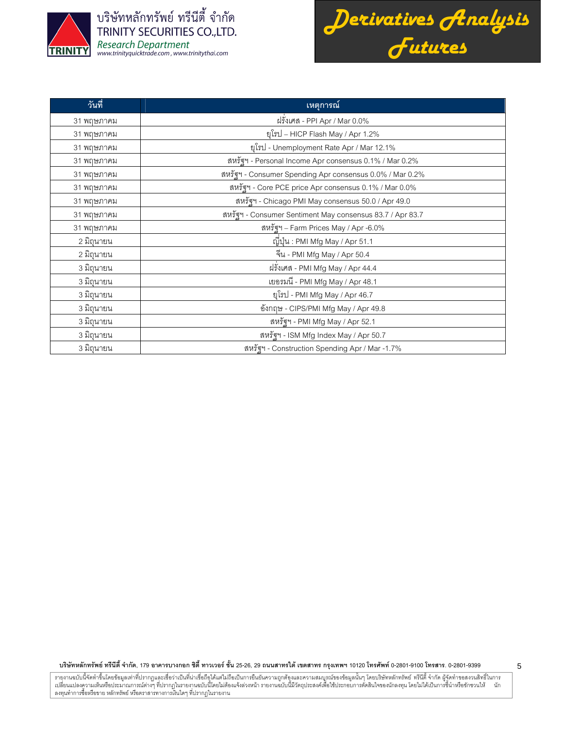| วันที่ | เหตุการณ์ |
|---|---|
| 31 พฤษภาคม | ฝรั่งเศส - PPI Apr / Mar 0.0% |
| 31 พฤษภาคม | ยุโรป – HICP Flash May / Apr 1.2% |
| 31 พฤษภาคม | ยุโรป - Unemployment Rate Apr / Mar 12.1% |
| 31 พฤษภาคม | สหรัฐฯ - Personal Income Apr consensus 0.1% / Mar 0.2% |
| 31 พฤษภาคม | สหรัฐฯ - Consumer Spending Apr consensus 0.0% / Mar 0.2% |
| 31 พฤษภาคม | สหรัฐฯ - Core PCE price Apr consensus 0.1% / Mar 0.0% |
| 31 พฤษภาคม | สหรัฐฯ - Chicago PMI May consensus 50.0 / Apr 49.0 |
| 31 พฤษภาคม | สหรัฐฯ - Consumer Sentiment May consensus 83.7 / Apr 83.7 |
| 31 พฤษภาคม | สหรัฐฯ – Farm Prices May / Apr -6.0% |
| 2 มิถุนายน | ญี่ปุ่น : PMI Mfg May / Apr 51.1 |
| 2 มิถุนายน | จีน - PMI Mfg May / Apr 50.4 |
| 3 มิถุนายน | ฝรั่งเศส - PMI Mfg May / Apr 44.4 |
| 3 มิถุนายน | เยอรมนี - PMI Mfg May / Apr 48.1 |
| 3 มิถุนายน | ยุโรป - PMI Mfg May / Apr 46.7 |
| 3 มิถุนายน | อังกฤษ - CIPS/PMI Mfg May / Apr 49.8 |
| 3 มิถุนายน | สหรัฐฯ - PMI Mfg May / Apr 52.1 |
| 3 มิถุนายน | สหรัฐฯ - ISM Mfg Index May / Apr 50.7 |
| 3 มิถุนายน | สหรัฐฯ - Construction Spending Apr / Mar -1.7% |